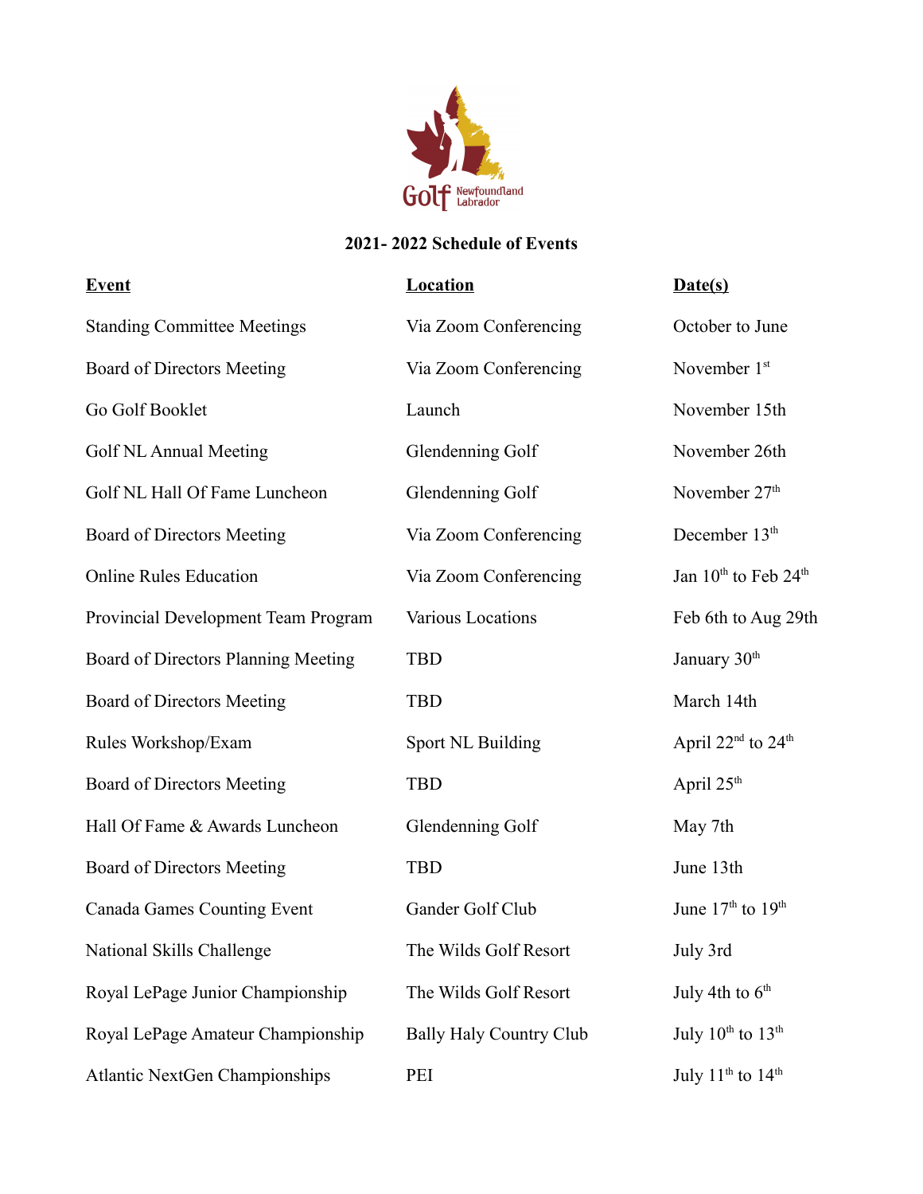Golf Newfoundland Labrador

## 2021- 2022 Schedule of Events

| **Event** | **Location** | **Date(s)** |
|---|---|---|
| Standing Committee Meetings | Via Zoom Conferencing | October to June |
| Board of Directors Meeting | Via Zoom Conferencing | November 1st |
| Go Golf Booklet | Launch | November 15th |
| Golf NL Annual Meeting | Glendenning Golf | November 26th |
| Golf NL Hall Of Fame Luncheon | Glendenning Golf | November 27th |
| Board of Directors Meeting | Via Zoom Conferencing | December 13th |
| Online Rules Education | Via Zoom Conferencing | Jan 10th to Feb 24th |
| Provincial Development Team Program | Various Locations | Feb 6th to Aug 29th |
| Board of Directors Planning Meeting | TBD | January 30th |
| Board of Directors Meeting | TBD | March 14th |
| Rules Workshop/Exam | Sport NL Building | April 22nd to 24th |
| Board of Directors Meeting | TBD | April 25th |
| Hall Of Fame & Awards Luncheon | Glendenning Golf | May 7th |
| Board of Directors Meeting | TBD | June 13th |
| Canada Games Counting Event | Gander Golf Club | June 17th to 19th |
| National Skills Challenge | The Wilds Golf Resort | July 3rd |
| Royal LePage Junior Championship | The Wilds Golf Resort | July 4th to 6th |
| Royal LePage Amateur Championship | Bally Haly Country Club | July 10th to 13th |
| Atlantic NextGen Championships | PEI | July 11th to 14th |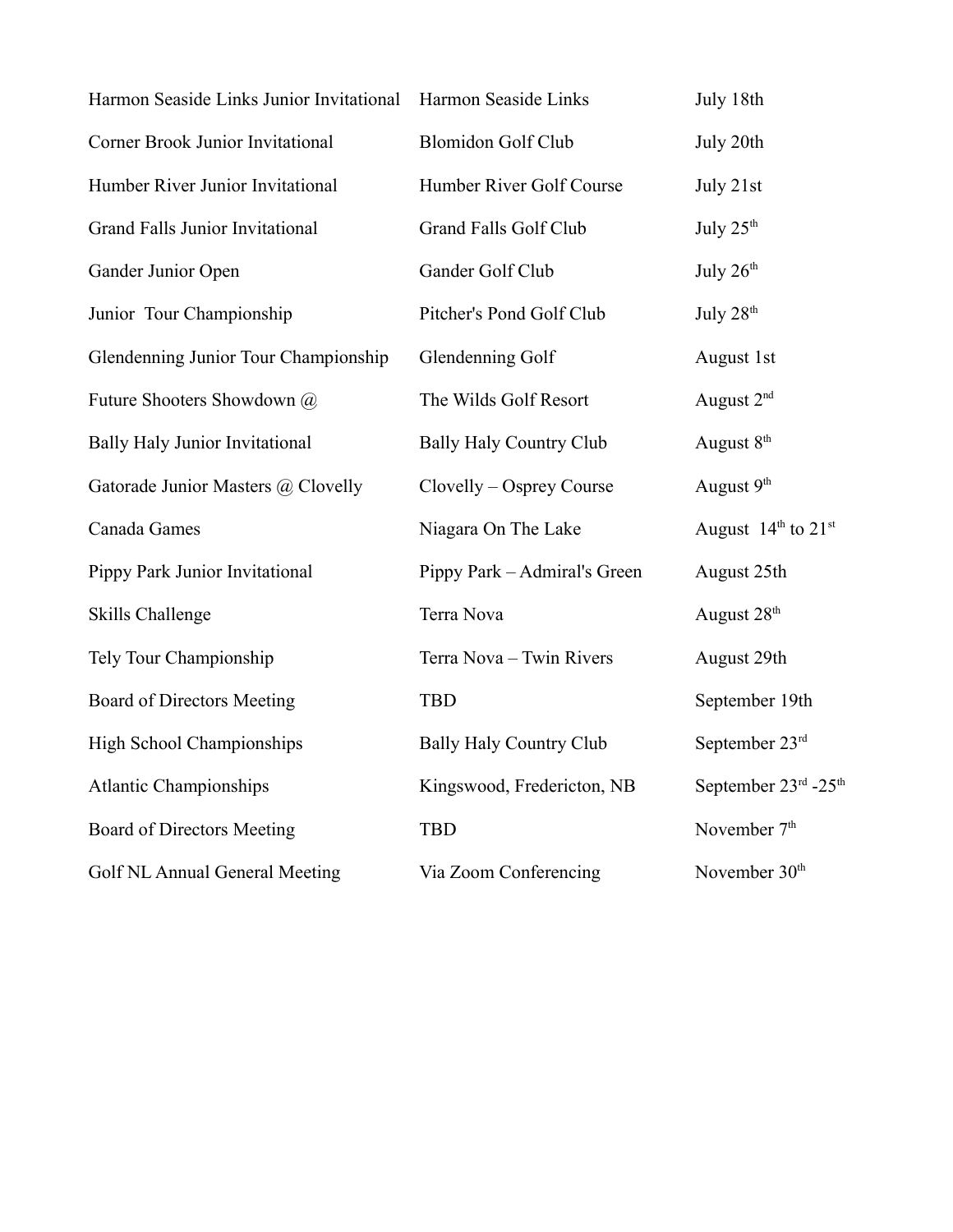| | | |
|---|---|---|
| Harmon Seaside Links Junior Invitational | Harmon Seaside Links | July 18th |
| Corner Brook Junior Invitational | Blomidon Golf Club | July 20th |
| Humber River Junior Invitational | Humber River Golf Course | July 21st |
| Grand Falls Junior Invitational | Grand Falls Golf Club | July 25th |
| Gander Junior Open | Gander Golf Club | July 26th |
| Junior Tour Championship | Pitcher's Pond Golf Club | July 28th |
| Glendenning Junior Tour Championship | Glendenning Golf | August 1st |
| Future Shooters Showdown @ | The Wilds Golf Resort | August 2nd |
| Bally Haly Junior Invitational | Bally Haly Country Club | August 8th |
| Gatorade Junior Masters @ Clovelly | Clovelly – Osprey Course | August 9th |
| Canada Games | Niagara On The Lake | August 14th to 21st |
| Pippy Park Junior Invitational | Pippy Park – Admiral's Green | August 25th |
| Skills Challenge | Terra Nova | August 28th |
| Tely Tour Championship | Terra Nova – Twin Rivers | August 29th |
| Board of Directors Meeting | TBD | September 19th |
| High School Championships | Bally Haly Country Club | September 23rd |
| Atlantic Championships | Kingswood, Fredericton, NB | September 23rd -25th |
| Board of Directors Meeting | TBD | November 7th |
| Golf NL Annual General Meeting | Via Zoom Conferencing | November 30th |